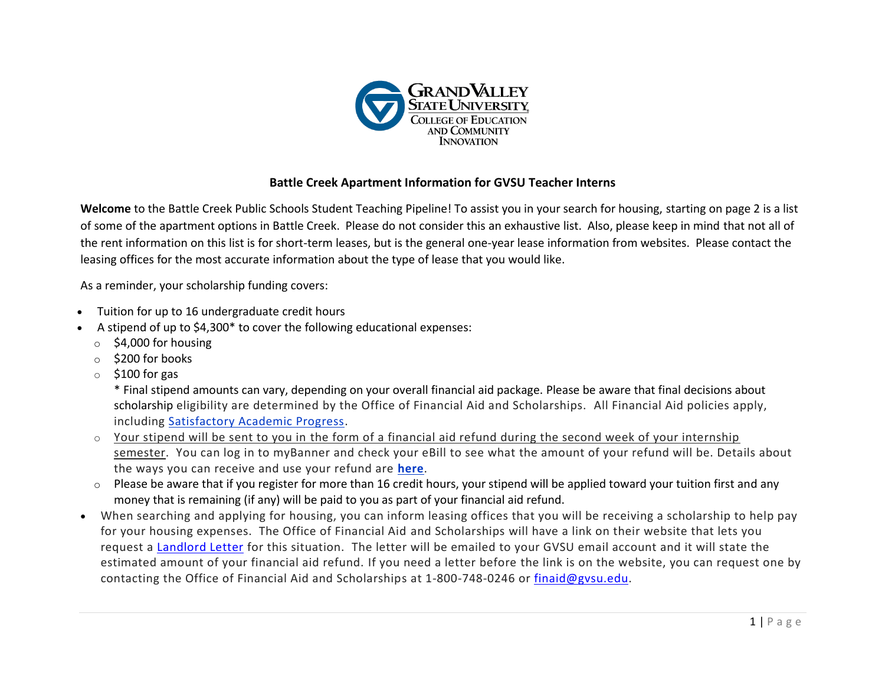Grand Valley State University
College of Education and Community Innovation

## Battle Creek Apartment Information for GVSU Teacher Interns

**Welcome** to the Battle Creek Public Schools Student Teaching Pipeline! To assist you in your search for housing, starting on page 2 is a list of some of the apartment options in Battle Creek. Please do not consider this an exhaustive list. Also, please keep in mind that not all of the rent information on this list is for short-term leases, but is the general one-year lease information from websites. Please contact the leasing offices for the most accurate information about the type of lease that you would like.

As a reminder, your scholarship funding covers:

- Tuition for up to 16 undergraduate credit hours
- A stipend of up to $4,300* to cover the following educational expenses:
  - $4,000 for housing
  - $200 for books
  - $100 for gas

    * Final stipend amounts can vary, depending on your overall financial aid package. Please be aware that final decisions about scholarship eligibility are determined by the Office of Financial Aid and Scholarships. All Financial Aid policies apply, including [Satisfactory Academic Progress](#).
  - <u>Your stipend will be sent to you in the form of a financial aid refund during the second week of your internship semester</u>. You can log in to myBanner and check your eBill to see what the amount of your refund will be. Details about the ways you can receive and use your refund are **[here](#)**.
  - Please be aware that if you register for more than 16 credit hours, your stipend will be applied toward your tuition first and any money that is remaining (if any) will be paid to you as part of your financial aid refund.
- When searching and applying for housing, you can inform leasing offices that you will be receiving a scholarship to help pay for your housing expenses. The Office of Financial Aid and Scholarships will have a link on their website that lets you request a [Landlord Letter](#) for this situation. The letter will be emailed to your GVSU email account and it will state the estimated amount of your financial aid refund. If you need a letter before the link is on the website, you can request one by contacting the Office of Financial Aid and Scholarships at 1-800-748-0246 or [finaid@gvsu.edu](mailto:finaid@gvsu.edu).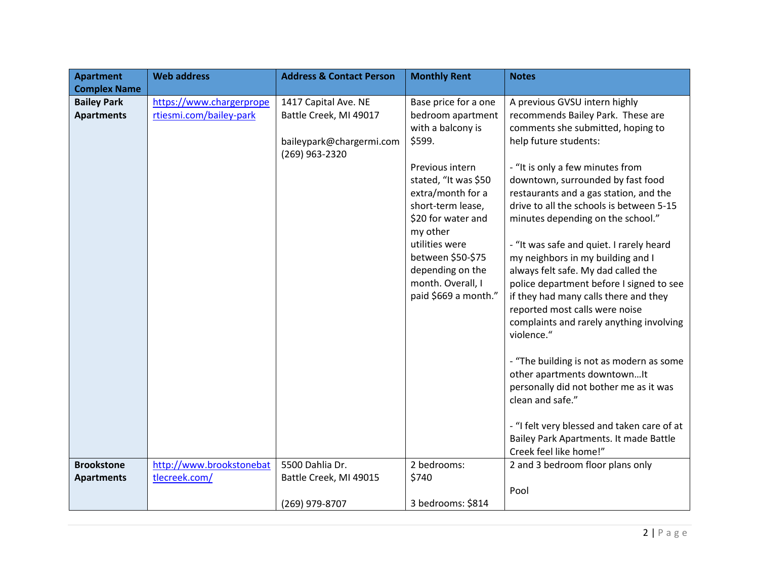| Apartment Complex Name | Web address | Address & Contact Person | Monthly Rent | Notes |
|---|---|---|---|---|
| **Bailey Park Apartments** | [https://www.chargerpropertiesmi.com/bailey-park](https://www.chargerpropertiesmi.com/bailey-park) | 1417 Capital Ave. NE<br>Battle Creek, MI 49017<br><br>baileypark@chargermi.com<br>(269) 963-2320 | Base price for a one bedroom apartment with a balcony is $599.<br><br>Previous intern stated, "It was $50 extra/month for a short-term lease, $20 for water and my other utilities were between $50-$75 depending on the month. Overall, I paid $669 a month." | A previous GVSU intern highly recommends Bailey Park. These are comments she submitted, hoping to help future students:<br><br>- "It is only a few minutes from downtown, surrounded by fast food restaurants and a gas station, and the drive to all the schools is between 5-15 minutes depending on the school."<br><br>- "It was safe and quiet. I rarely heard my neighbors in my building and I always felt safe. My dad called the police department before I signed to see if they had many calls there and they reported most calls were noise complaints and rarely anything involving violence."<br><br>- "The building is not as modern as some other apartments downtown…It personally did not bother me as it was clean and safe."<br><br>- "I felt very blessed and taken care of at Bailey Park Apartments. It made Battle Creek feel like home!" |
| **Brookstone Apartments** | [http://www.brookstonebattlecreek.com/](http://www.brookstonebattlecreek.com/) | 5500 Dahlia Dr.<br>Battle Creek, MI 49015<br><br>(269) 979-8707 | 2 bedrooms: $740<br><br>3 bedrooms: $814 | 2 and 3 bedroom floor plans only<br><br>Pool |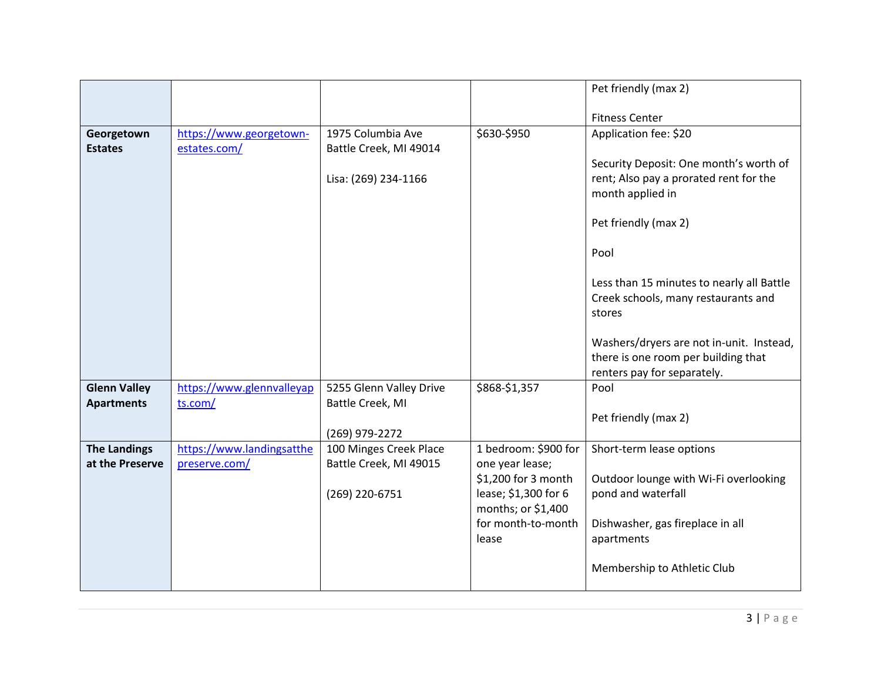| | | | | |
|---|---|---|---|---|
| | | | | Pet friendly (max 2)<br><br>Fitness Center |
| **Georgetown Estates** | https://www.georgetown-estates.com/ | 1975 Columbia Ave<br>Battle Creek, MI 49014<br><br>Lisa: (269) 234-1166 | $630-$950 | Application fee: $20<br><br>Security Deposit: One month's worth of rent; Also pay a prorated rent for the month applied in<br><br>Pet friendly (max 2)<br><br>Pool<br><br>Less than 15 minutes to nearly all Battle Creek schools, many restaurants and stores<br><br>Washers/dryers are not in-unit. Instead, there is one room per building that renters pay for separately. |
| **Glenn Valley Apartments** | https://www.glennvalleyapts.com/ | 5255 Glenn Valley Drive<br>Battle Creek, MI<br><br>(269) 979-2272 | $868-$1,357 | Pool<br><br>Pet friendly (max 2) |
| **The Landings at the Preserve** | https://www.landingsatthepreserve.com/ | 100 Minges Creek Place<br>Battle Creek, MI 49015<br><br>(269) 220-6751 | 1 bedroom: $900 for one year lease; $1,200 for 3 month lease; $1,300 for 6 months; or $1,400 for month-to-month lease | Short-term lease options<br><br>Outdoor lounge with Wi-Fi overlooking pond and waterfall<br><br>Dishwasher, gas fireplace in all apartments<br><br>Membership to Athletic Club |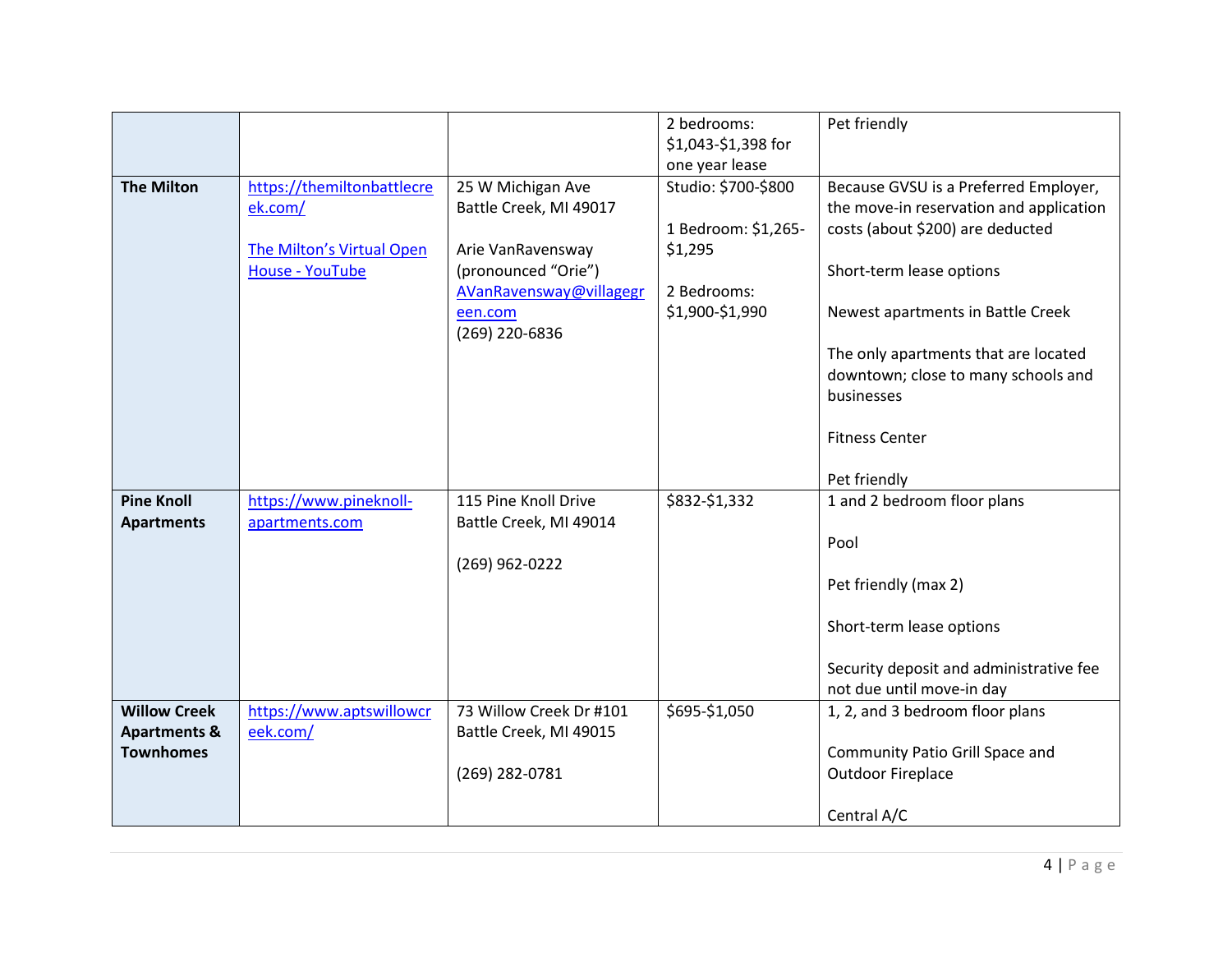| | | | | |
|---|---|---|---|---|
| | | | 2 bedrooms: $1,043-$1,398 for one year lease | Pet friendly |
| **The Milton** | [https://themiltonbattlecreek.com/](https://themiltonbattlecreek.com/)<br><br>[The Milton's Virtual Open House - YouTube]() | 25 W Michigan Ave<br>Battle Creek, MI 49017<br><br>Arie VanRavensway (pronounced "Orie")<br>[AVanRavensway@villagegreen.com](mailto:AVanRavensway@villagegreen.com)<br>(269) 220-6836 | Studio: $700-$800<br><br>1 Bedroom: $1,265-$1,295<br><br>2 Bedrooms: $1,900-$1,990 | Because GVSU is a Preferred Employer, the move-in reservation and application costs (about $200) are deducted<br><br>Short-term lease options<br><br>Newest apartments in Battle Creek<br><br>The only apartments that are located downtown; close to many schools and businesses<br><br>Fitness Center<br><br>Pet friendly |
| **Pine Knoll Apartments** | [https://www.pineknoll-apartments.com](https://www.pineknoll-apartments.com) | 115 Pine Knoll Drive<br>Battle Creek, MI 49014<br><br>(269) 962-0222 | $832-$1,332 | 1 and 2 bedroom floor plans<br><br>Pool<br><br>Pet friendly (max 2)<br><br>Short-term lease options<br><br>Security deposit and administrative fee not due until move-in day |
| **Willow Creek Apartments & Townhomes** | [https://www.aptswillowcreek.com/](https://www.aptswillowcreek.com/) | 73 Willow Creek Dr #101<br>Battle Creek, MI 49015<br><br>(269) 282-0781 | $695-$1,050 | 1, 2, and 3 bedroom floor plans<br><br>Community Patio Grill Space and Outdoor Fireplace<br><br>Central A/C |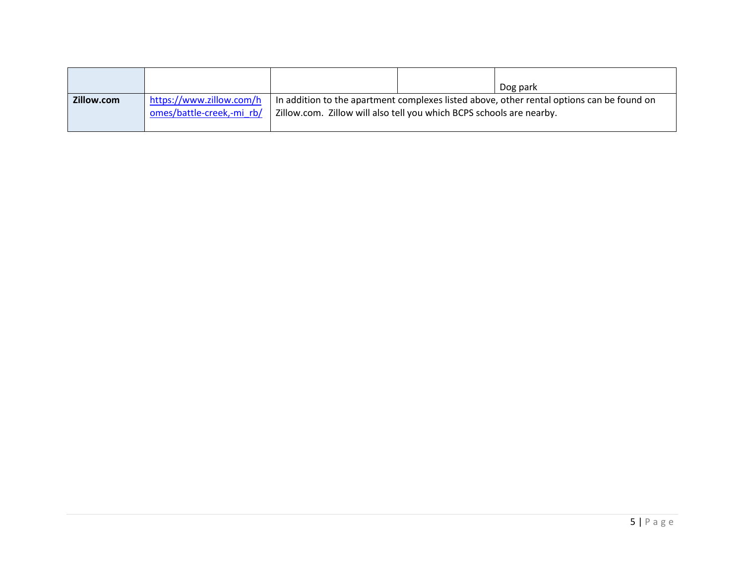| | | | | |
|---|---|---|---|---|
| | | | | Dog park |
| **Zillow.com** | https://www.zillow.com/homes/battle-creek,-mi_rb/ | In addition to the apartment complexes listed above, other rental options can be found on Zillow.com. Zillow will also tell you which BCPS schools are nearby. | | |